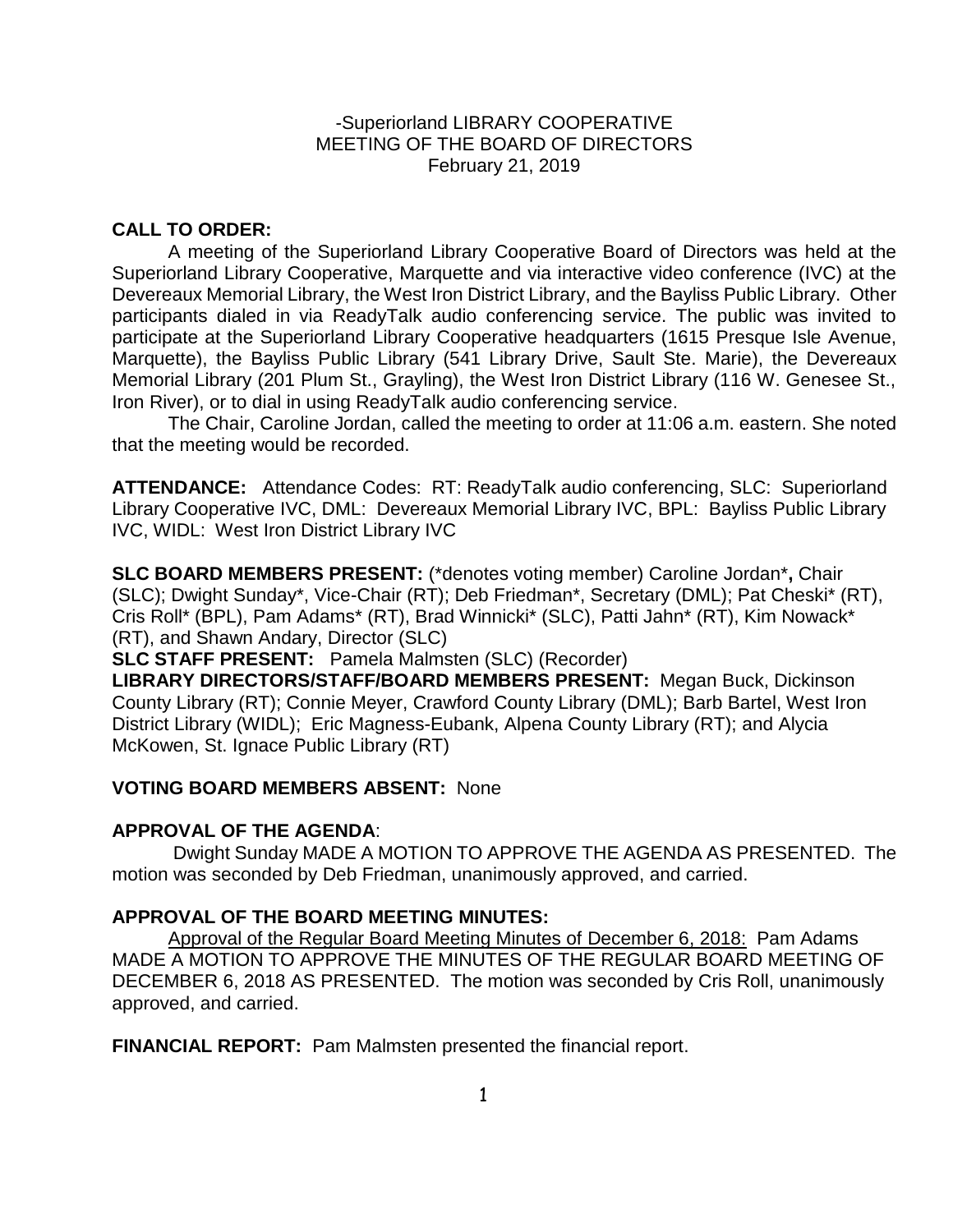-Superiorland LIBRARY COOPERATIVE
MEETING OF THE BOARD OF DIRECTORS
February 21, 2019

**CALL TO ORDER:**

A meeting of the Superiorland Library Cooperative Board of Directors was held at the Superiorland Library Cooperative, Marquette and via interactive video conference (IVC) at the Devereaux Memorial Library, the West Iron District Library, and the Bayliss Public Library. Other participants dialed in via ReadyTalk audio conferencing service. The public was invited to participate at the Superiorland Library Cooperative headquarters (1615 Presque Isle Avenue, Marquette), the Bayliss Public Library (541 Library Drive, Sault Ste. Marie), the Devereaux Memorial Library (201 Plum St., Grayling), the West Iron District Library (116 W. Genesee St., Iron River), or to dial in using ReadyTalk audio conferencing service.

The Chair, Caroline Jordan, called the meeting to order at 11:06 a.m. eastern. She noted that the meeting would be recorded.

**ATTENDANCE:** Attendance Codes: RT: ReadyTalk audio conferencing, SLC: Superiorland Library Cooperative IVC, DML: Devereaux Memorial Library IVC, BPL: Bayliss Public Library IVC, WIDL: West Iron District Library IVC

**SLC BOARD MEMBERS PRESENT:** (*denotes voting member) Caroline Jordan***,** Chair (SLC); Dwight Sunday*, Vice-Chair (RT); Deb Friedman*, Secretary (DML); Pat Cheski* (RT), Cris Roll* (BPL), Pam Adams* (RT), Brad Winnicki* (SLC), Patti Jahn* (RT), Kim Nowack* (RT), and Shawn Andary, Director (SLC)

**SLC STAFF PRESENT:** Pamela Malmsten (SLC) (Recorder)

**LIBRARY DIRECTORS/STAFF/BOARD MEMBERS PRESENT:** Megan Buck, Dickinson County Library (RT); Connie Meyer, Crawford County Library (DML); Barb Bartel, West Iron District Library (WIDL); Eric Magness-Eubank, Alpena County Library (RT); and Alycia McKowen, St. Ignace Public Library (RT)

**VOTING BOARD MEMBERS ABSENT:** None

**APPROVAL OF THE AGENDA**:

Dwight Sunday MADE A MOTION TO APPROVE THE AGENDA AS PRESENTED. The motion was seconded by Deb Friedman, unanimously approved, and carried.

**APPROVAL OF THE BOARD MEETING MINUTES:**

Approval of the Regular Board Meeting Minutes of December 6, 2018: Pam Adams MADE A MOTION TO APPROVE THE MINUTES OF THE REGULAR BOARD MEETING OF DECEMBER 6, 2018 AS PRESENTED. The motion was seconded by Cris Roll, unanimously approved, and carried.

**FINANCIAL REPORT:** Pam Malmsten presented the financial report.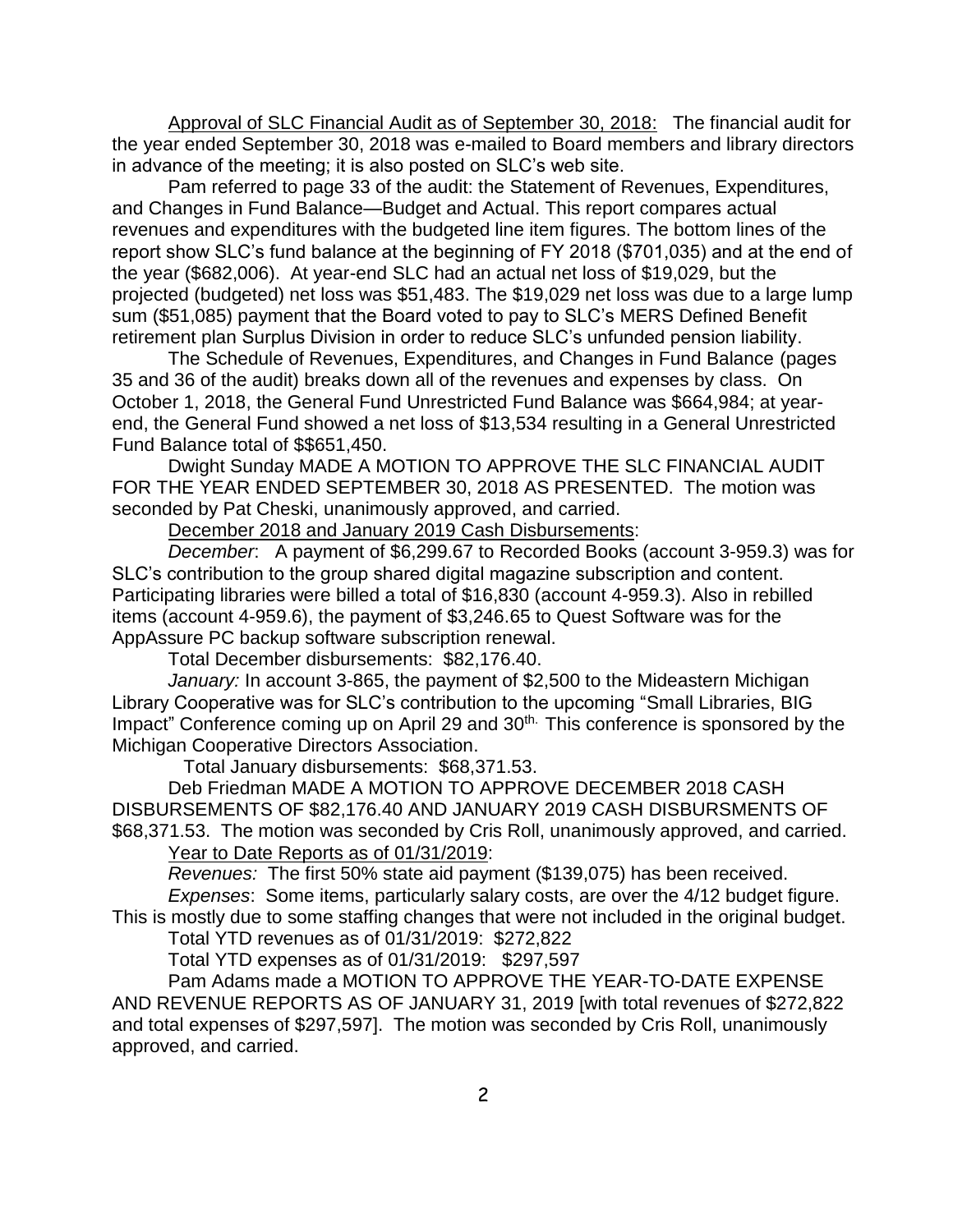Approval of SLC Financial Audit as of September 30, 2018: The financial audit for the year ended September 30, 2018 was e-mailed to Board members and library directors in advance of the meeting; it is also posted on SLC's web site.

Pam referred to page 33 of the audit: the Statement of Revenues, Expenditures, and Changes in Fund Balance—Budget and Actual. This report compares actual revenues and expenditures with the budgeted line item figures. The bottom lines of the report show SLC's fund balance at the beginning of FY 2018 ($701,035) and at the end of the year ($682,006). At year-end SLC had an actual net loss of $19,029, but the projected (budgeted) net loss was $51,483. The $19,029 net loss was due to a large lump sum ($51,085) payment that the Board voted to pay to SLC's MERS Defined Benefit retirement plan Surplus Division in order to reduce SLC's unfunded pension liability.

The Schedule of Revenues, Expenditures, and Changes in Fund Balance (pages 35 and 36 of the audit) breaks down all of the revenues and expenses by class. On October 1, 2018, the General Fund Unrestricted Fund Balance was $664,984; at year-end, the General Fund showed a net loss of $13,534 resulting in a General Unrestricted Fund Balance total of $$651,450.

Dwight Sunday MADE A MOTION TO APPROVE THE SLC FINANCIAL AUDIT FOR THE YEAR ENDED SEPTEMBER 30, 2018 AS PRESENTED. The motion was seconded by Pat Cheski, unanimously approved, and carried.

December 2018 and January 2019 Cash Disbursements:

*December*: A payment of $6,299.67 to Recorded Books (account 3-959.3) was for SLC's contribution to the group shared digital magazine subscription and content. Participating libraries were billed a total of $16,830 (account 4-959.3). Also in rebilled items (account 4-959.6), the payment of $3,246.65 to Quest Software was for the AppAssure PC backup software subscription renewal.

Total December disbursements: $82,176.40.

*January:* In account 3-865, the payment of $2,500 to the Mideastern Michigan Library Cooperative was for SLC's contribution to the upcoming "Small Libraries, BIG Impact" Conference coming up on April 29 and 30th. This conference is sponsored by the Michigan Cooperative Directors Association.

Total January disbursements: $68,371.53.

Deb Friedman MADE A MOTION TO APPROVE DECEMBER 2018 CASH DISBURSEMENTS OF $82,176.40 AND JANUARY 2019 CASH DISBURSMENTS OF $68,371.53. The motion was seconded by Cris Roll, unanimously approved, and carried.

Year to Date Reports as of 01/31/2019:

*Revenues:* The first 50% state aid payment ($139,075) has been received.

*Expenses*: Some items, particularly salary costs, are over the 4/12 budget figure. This is mostly due to some staffing changes that were not included in the original budget.

Total YTD revenues as of 01/31/2019: $272,822

Total YTD expenses as of 01/31/2019: $297,597

Pam Adams made a MOTION TO APPROVE THE YEAR-TO-DATE EXPENSE AND REVENUE REPORTS AS OF JANUARY 31, 2019 [with total revenues of $272,822 and total expenses of $297,597]. The motion was seconded by Cris Roll, unanimously approved, and carried.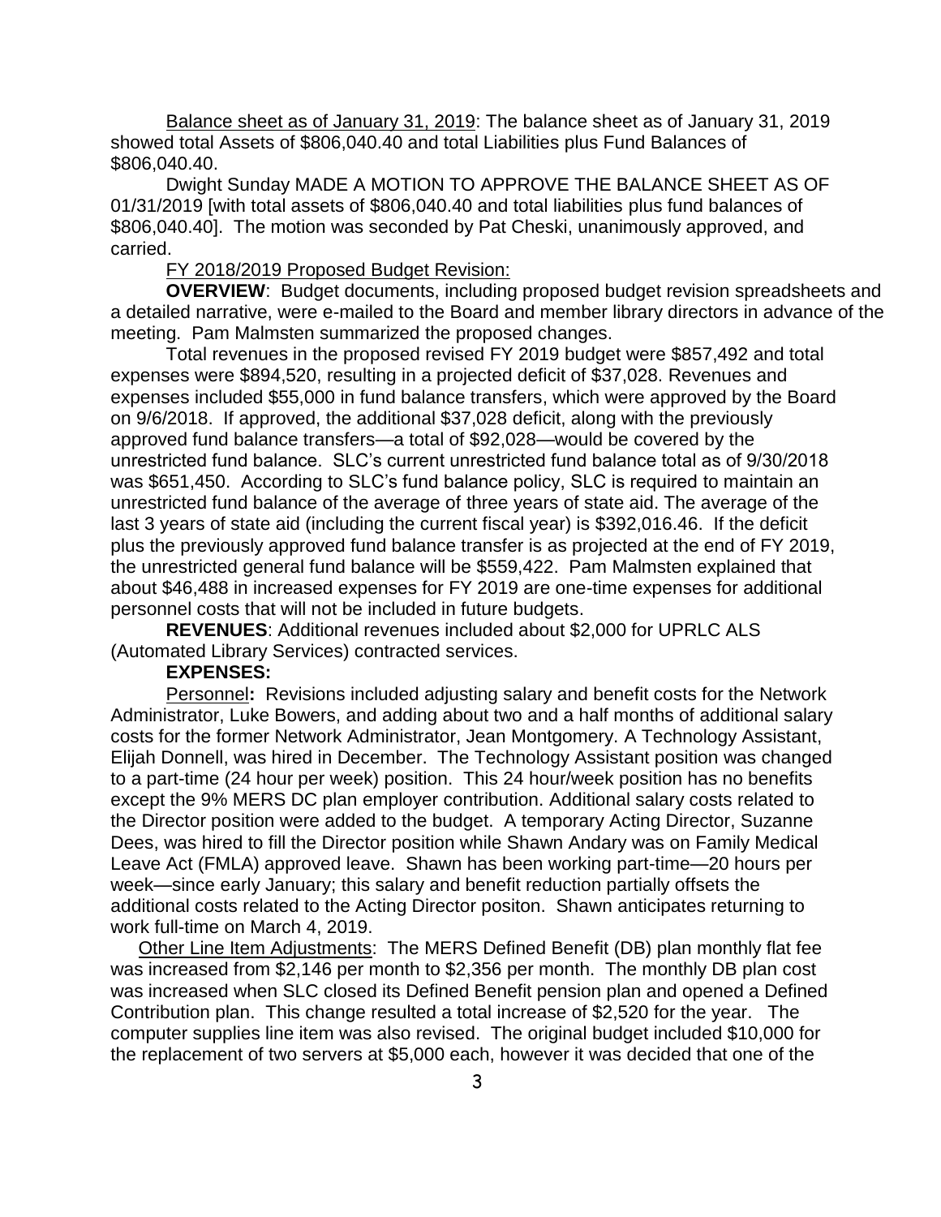<u>Balance sheet as of January 31, 2019</u>: The balance sheet as of January 31, 2019 showed total Assets of $806,040.40 and total Liabilities plus Fund Balances of $806,040.40.

Dwight Sunday MADE A MOTION TO APPROVE THE BALANCE SHEET AS OF 01/31/2019 [with total assets of $806,040.40 and total liabilities plus fund balances of $806,040.40]. The motion was seconded by Pat Cheski, unanimously approved, and carried.

<u>FY 2018/2019 Proposed Budget Revision:</u>

**OVERVIEW**: Budget documents, including proposed budget revision spreadsheets and a detailed narrative, were e-mailed to the Board and member library directors in advance of the meeting. Pam Malmsten summarized the proposed changes.

Total revenues in the proposed revised FY 2019 budget were $857,492 and total expenses were $894,520, resulting in a projected deficit of $37,028. Revenues and expenses included $55,000 in fund balance transfers, which were approved by the Board on 9/6/2018. If approved, the additional $37,028 deficit, along with the previously approved fund balance transfers—a total of $92,028—would be covered by the unrestricted fund balance. SLC's current unrestricted fund balance total as of 9/30/2018 was $651,450. According to SLC's fund balance policy, SLC is required to maintain an unrestricted fund balance of the average of three years of state aid. The average of the last 3 years of state aid (including the current fiscal year) is $392,016.46. If the deficit plus the previously approved fund balance transfer is as projected at the end of FY 2019, the unrestricted general fund balance will be $559,422. Pam Malmsten explained that about $46,488 in increased expenses for FY 2019 are one-time expenses for additional personnel costs that will not be included in future budgets.

**REVENUES**: Additional revenues included about $2,000 for UPRLC ALS (Automated Library Services) contracted services.

**EXPENSES:**

<u>Personnel</u>**:** Revisions included adjusting salary and benefit costs for the Network Administrator, Luke Bowers, and adding about two and a half months of additional salary costs for the former Network Administrator, Jean Montgomery. A Technology Assistant, Elijah Donnell, was hired in December. The Technology Assistant position was changed to a part-time (24 hour per week) position. This 24 hour/week position has no benefits except the 9% MERS DC plan employer contribution. Additional salary costs related to the Director position were added to the budget. A temporary Acting Director, Suzanne Dees, was hired to fill the Director position while Shawn Andary was on Family Medical Leave Act (FMLA) approved leave. Shawn has been working part-time—20 hours per week—since early January; this salary and benefit reduction partially offsets the additional costs related to the Acting Director positon. Shawn anticipates returning to work full-time on March 4, 2019.

<u>Other Line Item Adjustments</u>: The MERS Defined Benefit (DB) plan monthly flat fee was increased from $2,146 per month to $2,356 per month. The monthly DB plan cost was increased when SLC closed its Defined Benefit pension plan and opened a Defined Contribution plan. This change resulted a total increase of $2,520 for the year. The computer supplies line item was also revised. The original budget included $10,000 for the replacement of two servers at $5,000 each, however it was decided that one of the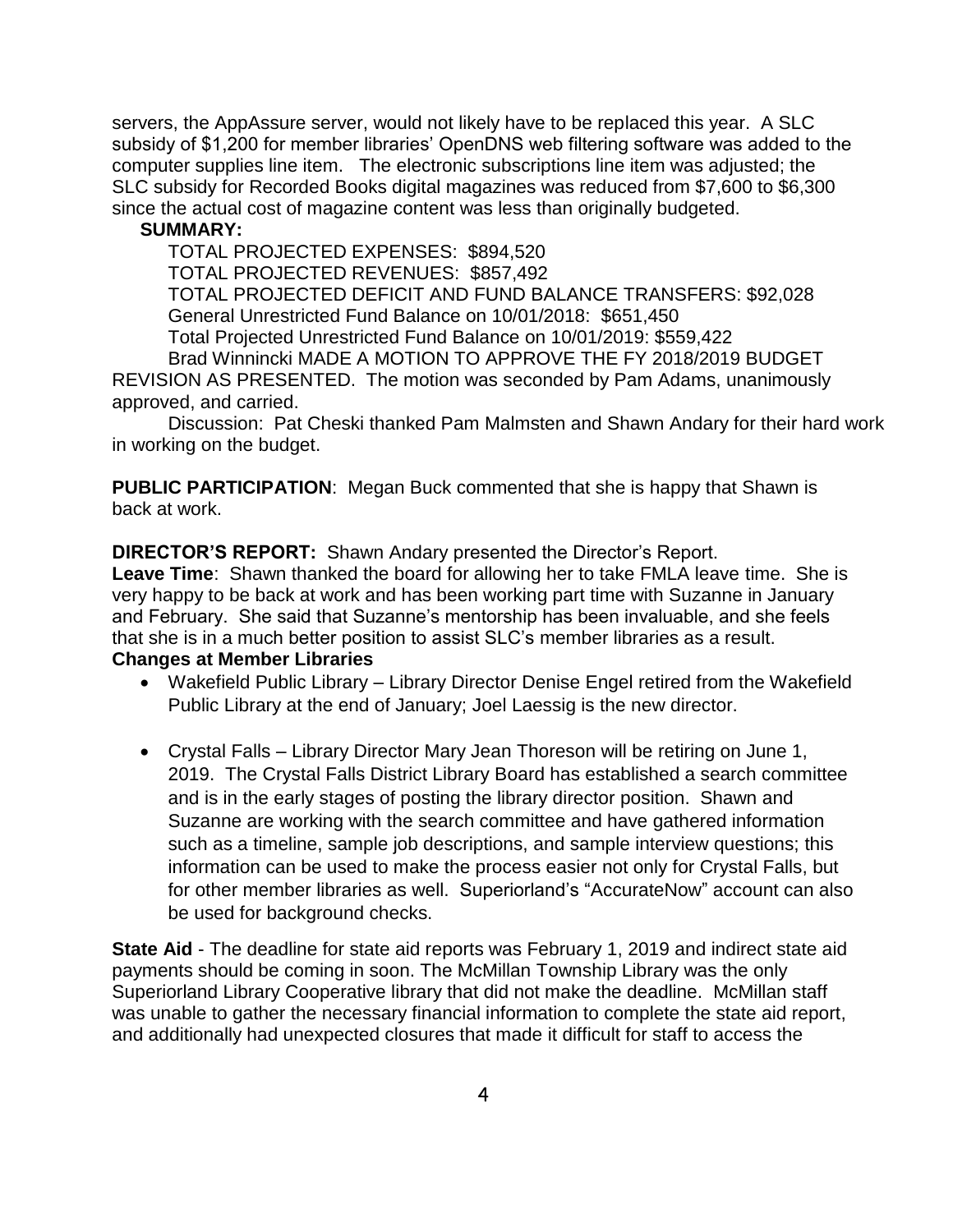servers, the AppAssure server, would not likely have to be replaced this year. A SLC subsidy of $1,200 for member libraries' OpenDNS web filtering software was added to the computer supplies line item. The electronic subscriptions line item was adjusted; the SLC subsidy for Recorded Books digital magazines was reduced from $7,600 to $6,300 since the actual cost of magazine content was less than originally budgeted.

**SUMMARY:**

TOTAL PROJECTED EXPENSES: $894,520
TOTAL PROJECTED REVENUES: $857,492
TOTAL PROJECTED DEFICIT AND FUND BALANCE TRANSFERS: $92,028
General Unrestricted Fund Balance on 10/01/2018: $651,450
Total Projected Unrestricted Fund Balance on 10/01/2019: $559,422

Brad Winnincki MADE A MOTION TO APPROVE THE FY 2018/2019 BUDGET REVISION AS PRESENTED. The motion was seconded by Pam Adams, unanimously approved, and carried.

Discussion: Pat Cheski thanked Pam Malmsten and Shawn Andary for their hard work in working on the budget.

**PUBLIC PARTICIPATION**: Megan Buck commented that she is happy that Shawn is back at work.

**DIRECTOR'S REPORT:** Shawn Andary presented the Director's Report.

**Leave Time**: Shawn thanked the board for allowing her to take FMLA leave time. She is very happy to be back at work and has been working part time with Suzanne in January and February. She said that Suzanne's mentorship has been invaluable, and she feels that she is in a much better position to assist SLC's member libraries as a result.

**Changes at Member Libraries**

- Wakefield Public Library – Library Director Denise Engel retired from the Wakefield Public Library at the end of January; Joel Laessig is the new director.
- Crystal Falls – Library Director Mary Jean Thoreson will be retiring on June 1, 2019. The Crystal Falls District Library Board has established a search committee and is in the early stages of posting the library director position. Shawn and Suzanne are working with the search committee and have gathered information such as a timeline, sample job descriptions, and sample interview questions; this information can be used to make the process easier not only for Crystal Falls, but for other member libraries as well. Superiorland's "AccurateNow" account can also be used for background checks.

**State Aid** - The deadline for state aid reports was February 1, 2019 and indirect state aid payments should be coming in soon. The McMillan Township Library was the only Superiorland Library Cooperative library that did not make the deadline. McMillan staff was unable to gather the necessary financial information to complete the state aid report, and additionally had unexpected closures that made it difficult for staff to access the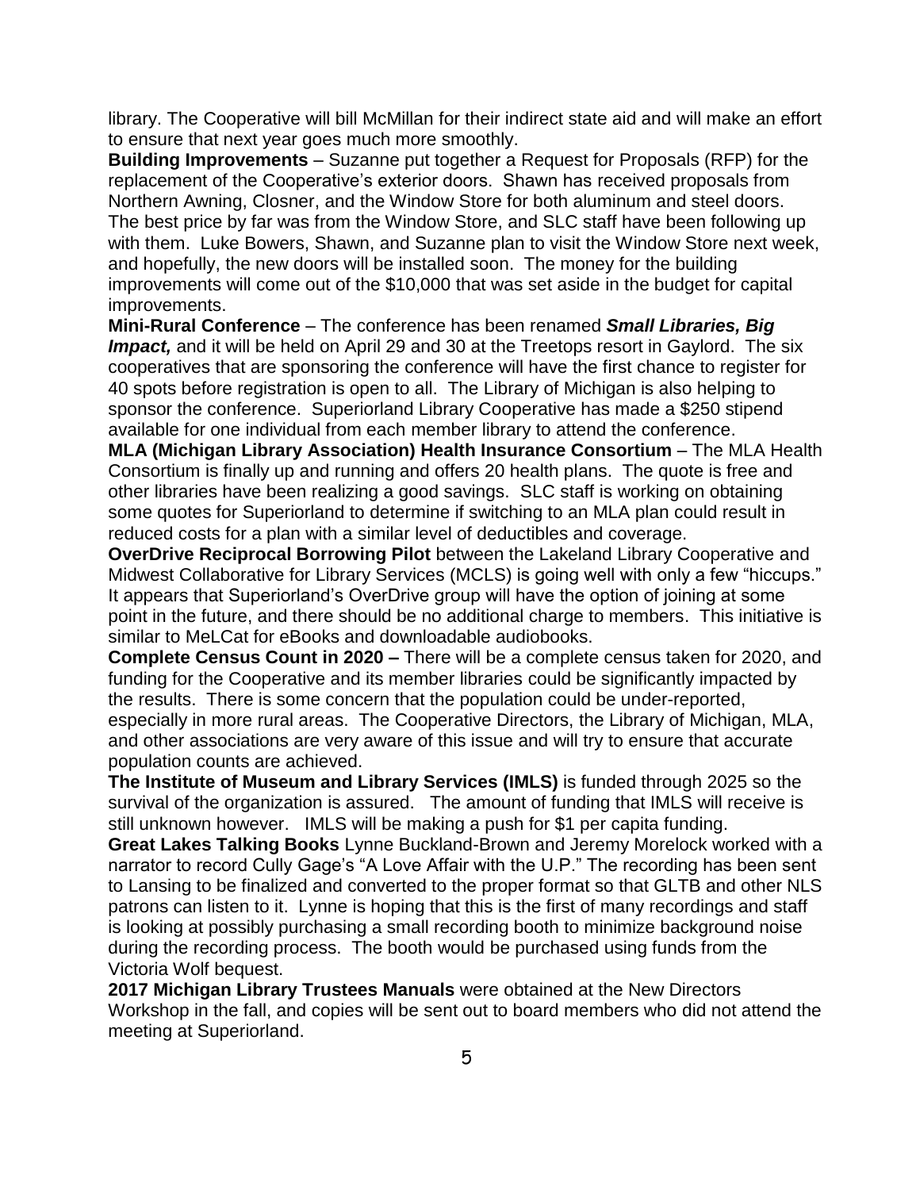library. The Cooperative will bill McMillan for their indirect state aid and will make an effort to ensure that next year goes much more smoothly.

**Building Improvements** – Suzanne put together a Request for Proposals (RFP) for the replacement of the Cooperative's exterior doors. Shawn has received proposals from Northern Awning, Closner, and the Window Store for both aluminum and steel doors. The best price by far was from the Window Store, and SLC staff have been following up with them. Luke Bowers, Shawn, and Suzanne plan to visit the Window Store next week, and hopefully, the new doors will be installed soon. The money for the building improvements will come out of the $10,000 that was set aside in the budget for capital improvements.

**Mini-Rural Conference** – The conference has been renamed ***Small Libraries, Big Impact,*** and it will be held on April 29 and 30 at the Treetops resort in Gaylord. The six cooperatives that are sponsoring the conference will have the first chance to register for 40 spots before registration is open to all. The Library of Michigan is also helping to sponsor the conference. Superiorland Library Cooperative has made a $250 stipend available for one individual from each member library to attend the conference.

**MLA (Michigan Library Association) Health Insurance Consortium** – The MLA Health Consortium is finally up and running and offers 20 health plans. The quote is free and other libraries have been realizing a good savings. SLC staff is working on obtaining some quotes for Superiorland to determine if switching to an MLA plan could result in reduced costs for a plan with a similar level of deductibles and coverage.

**OverDrive Reciprocal Borrowing Pilot** between the Lakeland Library Cooperative and Midwest Collaborative for Library Services (MCLS) is going well with only a few "hiccups." It appears that Superiorland's OverDrive group will have the option of joining at some point in the future, and there should be no additional charge to members. This initiative is similar to MeLCat for eBooks and downloadable audiobooks.

**Complete Census Count in 2020 –** There will be a complete census taken for 2020, and funding for the Cooperative and its member libraries could be significantly impacted by the results. There is some concern that the population could be under-reported, especially in more rural areas. The Cooperative Directors, the Library of Michigan, MLA, and other associations are very aware of this issue and will try to ensure that accurate population counts are achieved.

**The Institute of Museum and Library Services (IMLS)** is funded through 2025 so the survival of the organization is assured. The amount of funding that IMLS will receive is still unknown however. IMLS will be making a push for $1 per capita funding.

**Great Lakes Talking Books** Lynne Buckland-Brown and Jeremy Morelock worked with a narrator to record Cully Gage's "A Love Affair with the U.P." The recording has been sent to Lansing to be finalized and converted to the proper format so that GLTB and other NLS patrons can listen to it. Lynne is hoping that this is the first of many recordings and staff is looking at possibly purchasing a small recording booth to minimize background noise during the recording process. The booth would be purchased using funds from the Victoria Wolf bequest.

**2017 Michigan Library Trustees Manuals** were obtained at the New Directors Workshop in the fall, and copies will be sent out to board members who did not attend the meeting at Superiorland.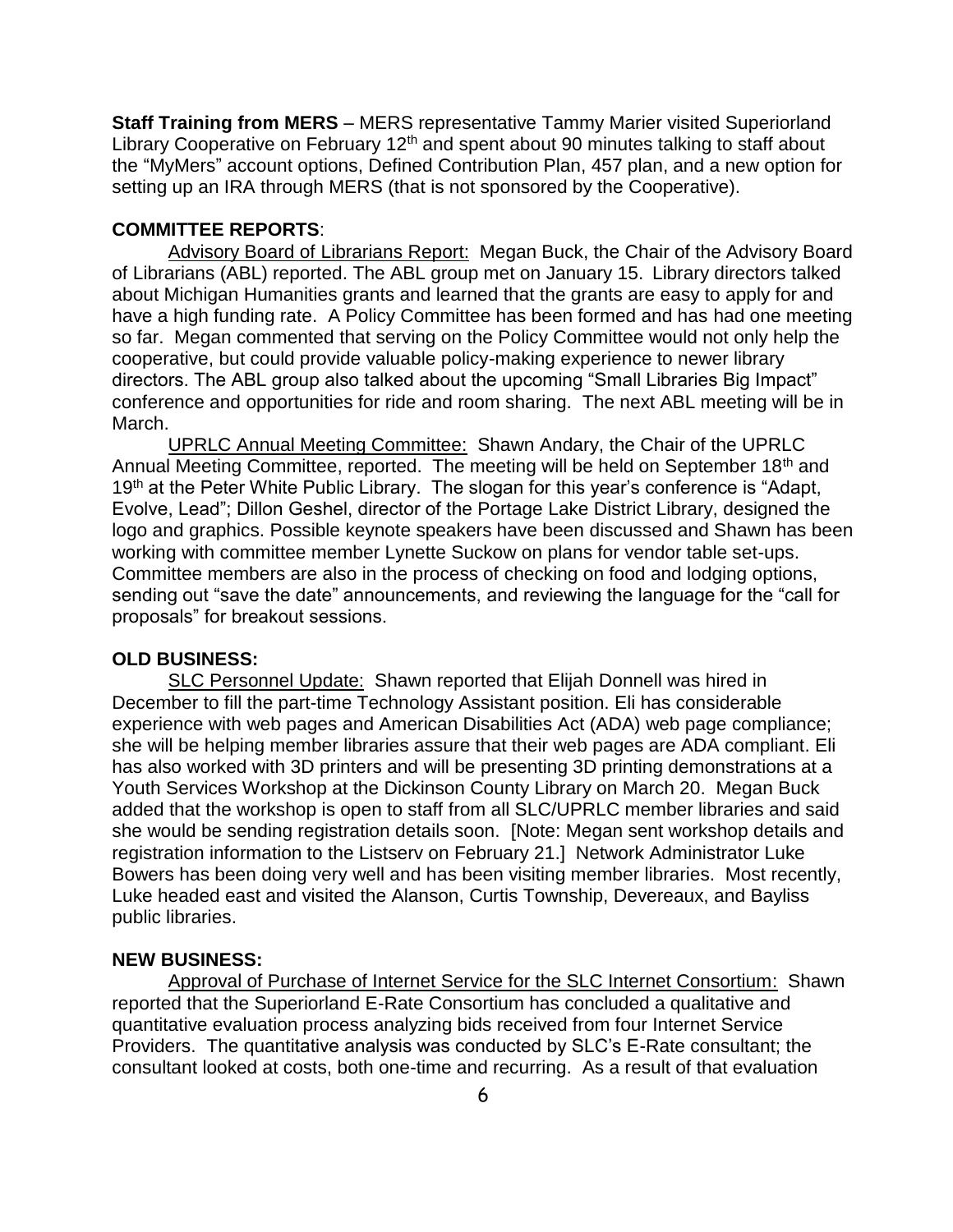**Staff Training from MERS** – MERS representative Tammy Marier visited Superiorland Library Cooperative on February 12th and spent about 90 minutes talking to staff about the "MyMers" account options, Defined Contribution Plan, 457 plan, and a new option for setting up an IRA through MERS (that is not sponsored by the Cooperative).

**COMMITTEE REPORTS**:

<u>Advisory Board of Librarians Report:</u> Megan Buck, the Chair of the Advisory Board of Librarians (ABL) reported. The ABL group met on January 15. Library directors talked about Michigan Humanities grants and learned that the grants are easy to apply for and have a high funding rate. A Policy Committee has been formed and has had one meeting so far. Megan commented that serving on the Policy Committee would not only help the cooperative, but could provide valuable policy-making experience to newer library directors. The ABL group also talked about the upcoming "Small Libraries Big Impact" conference and opportunities for ride and room sharing. The next ABL meeting will be in March.

<u>UPRLC Annual Meeting Committee:</u> Shawn Andary, the Chair of the UPRLC Annual Meeting Committee, reported. The meeting will be held on September 18th and 19th at the Peter White Public Library. The slogan for this year's conference is "Adapt, Evolve, Lead"; Dillon Geshel, director of the Portage Lake District Library, designed the logo and graphics. Possible keynote speakers have been discussed and Shawn has been working with committee member Lynette Suckow on plans for vendor table set-ups. Committee members are also in the process of checking on food and lodging options, sending out "save the date" announcements, and reviewing the language for the "call for proposals" for breakout sessions.

**OLD BUSINESS:**

<u>SLC Personnel Update:</u> Shawn reported that Elijah Donnell was hired in December to fill the part-time Technology Assistant position. Eli has considerable experience with web pages and American Disabilities Act (ADA) web page compliance; she will be helping member libraries assure that their web pages are ADA compliant. Eli has also worked with 3D printers and will be presenting 3D printing demonstrations at a Youth Services Workshop at the Dickinson County Library on March 20. Megan Buck added that the workshop is open to staff from all SLC/UPRLC member libraries and said she would be sending registration details soon. [Note: Megan sent workshop details and registration information to the Listserv on February 21.] Network Administrator Luke Bowers has been doing very well and has been visiting member libraries. Most recently, Luke headed east and visited the Alanson, Curtis Township, Devereaux, and Bayliss public libraries.

**NEW BUSINESS:**

<u>Approval of Purchase of Internet Service for the SLC Internet Consortium:</u> Shawn reported that the Superiorland E-Rate Consortium has concluded a qualitative and quantitative evaluation process analyzing bids received from four Internet Service Providers. The quantitative analysis was conducted by SLC's E-Rate consultant; the consultant looked at costs, both one-time and recurring. As a result of that evaluation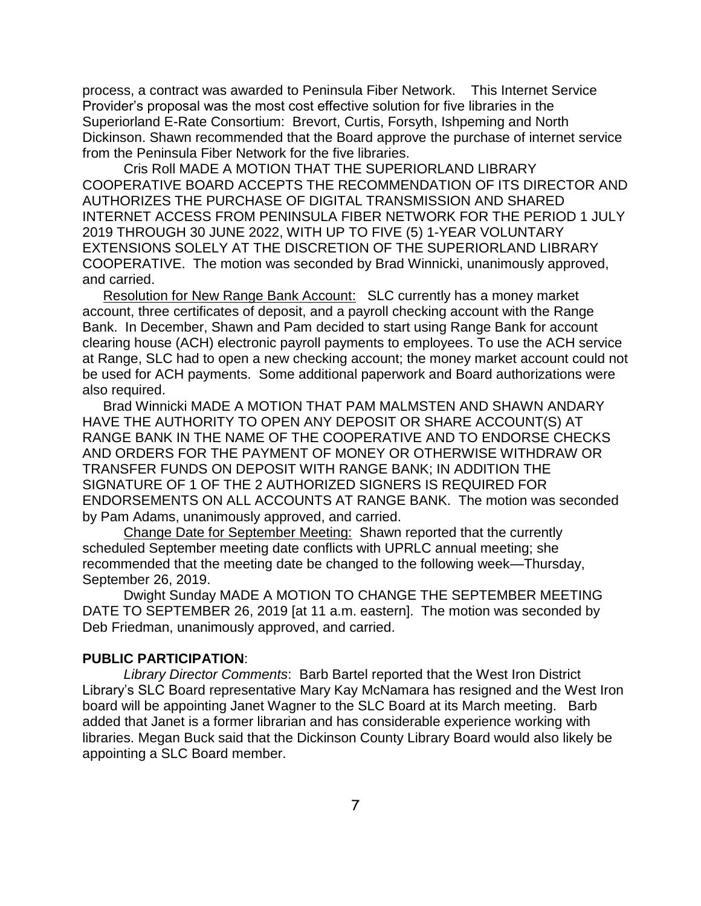process, a contract was awarded to Peninsula Fiber Network. This Internet Service Provider's proposal was the most cost effective solution for five libraries in the Superiorland E-Rate Consortium: Brevort, Curtis, Forsyth, Ishpeming and North Dickinson. Shawn recommended that the Board approve the purchase of internet service from the Peninsula Fiber Network for the five libraries.

Cris Roll MADE A MOTION THAT THE SUPERIORLAND LIBRARY COOPERATIVE BOARD ACCEPTS THE RECOMMENDATION OF ITS DIRECTOR AND AUTHORIZES THE PURCHASE OF DIGITAL TRANSMISSION AND SHARED INTERNET ACCESS FROM PENINSULA FIBER NETWORK FOR THE PERIOD 1 JULY 2019 THROUGH 30 JUNE 2022, WITH UP TO FIVE (5) 1-YEAR VOLUNTARY EXTENSIONS SOLELY AT THE DISCRETION OF THE SUPERIORLAND LIBRARY COOPERATIVE. The motion was seconded by Brad Winnicki, unanimously approved, and carried.

Resolution for New Range Bank Account: SLC currently has a money market account, three certificates of deposit, and a payroll checking account with the Range Bank. In December, Shawn and Pam decided to start using Range Bank for account clearing house (ACH) electronic payroll payments to employees. To use the ACH service at Range, SLC had to open a new checking account; the money market account could not be used for ACH payments. Some additional paperwork and Board authorizations were also required.

Brad Winnicki MADE A MOTION THAT PAM MALMSTEN AND SHAWN ANDARY HAVE THE AUTHORITY TO OPEN ANY DEPOSIT OR SHARE ACCOUNT(S) AT RANGE BANK IN THE NAME OF THE COOPERATIVE AND TO ENDORSE CHECKS AND ORDERS FOR THE PAYMENT OF MONEY OR OTHERWISE WITHDRAW OR TRANSFER FUNDS ON DEPOSIT WITH RANGE BANK; IN ADDITION THE SIGNATURE OF 1 OF THE 2 AUTHORIZED SIGNERS IS REQUIRED FOR ENDORSEMENTS ON ALL ACCOUNTS AT RANGE BANK. The motion was seconded by Pam Adams, unanimously approved, and carried.

Change Date for September Meeting: Shawn reported that the currently scheduled September meeting date conflicts with UPRLC annual meeting; she recommended that the meeting date be changed to the following week—Thursday, September 26, 2019.

Dwight Sunday MADE A MOTION TO CHANGE THE SEPTEMBER MEETING DATE TO SEPTEMBER 26, 2019 [at 11 a.m. eastern]. The motion was seconded by Deb Friedman, unanimously approved, and carried.

**PUBLIC PARTICIPATION**:

*Library Director Comments*: Barb Bartel reported that the West Iron District Library's SLC Board representative Mary Kay McNamara has resigned and the West Iron board will be appointing Janet Wagner to the SLC Board at its March meeting. Barb added that Janet is a former librarian and has considerable experience working with libraries. Megan Buck said that the Dickinson County Library Board would also likely be appointing a SLC Board member.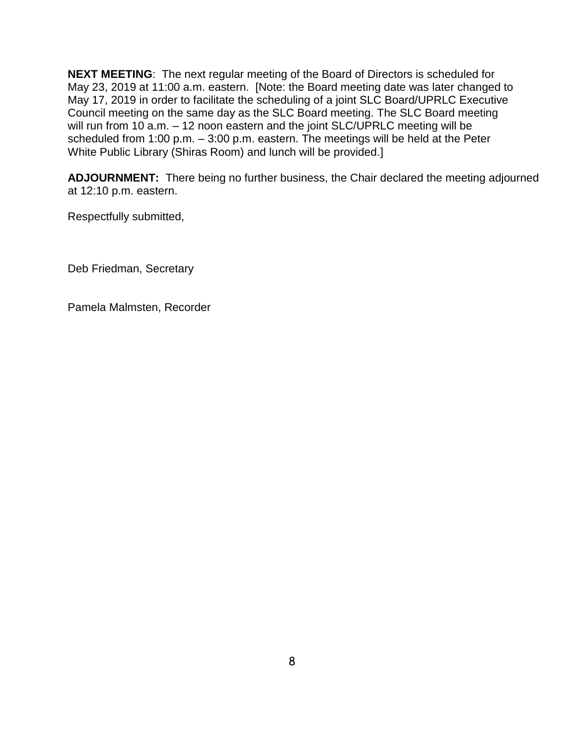**NEXT MEETING**: The next regular meeting of the Board of Directors is scheduled for May 23, 2019 at 11:00 a.m. eastern. [Note: the Board meeting date was later changed to May 17, 2019 in order to facilitate the scheduling of a joint SLC Board/UPRLC Executive Council meeting on the same day as the SLC Board meeting. The SLC Board meeting will run from 10 a.m. – 12 noon eastern and the joint SLC/UPRLC meeting will be scheduled from 1:00 p.m. – 3:00 p.m. eastern. The meetings will be held at the Peter White Public Library (Shiras Room) and lunch will be provided.]

**ADJOURNMENT:** There being no further business, the Chair declared the meeting adjourned at 12:10 p.m. eastern.

Respectfully submitted,

Deb Friedman, Secretary

Pamela Malmsten, Recorder